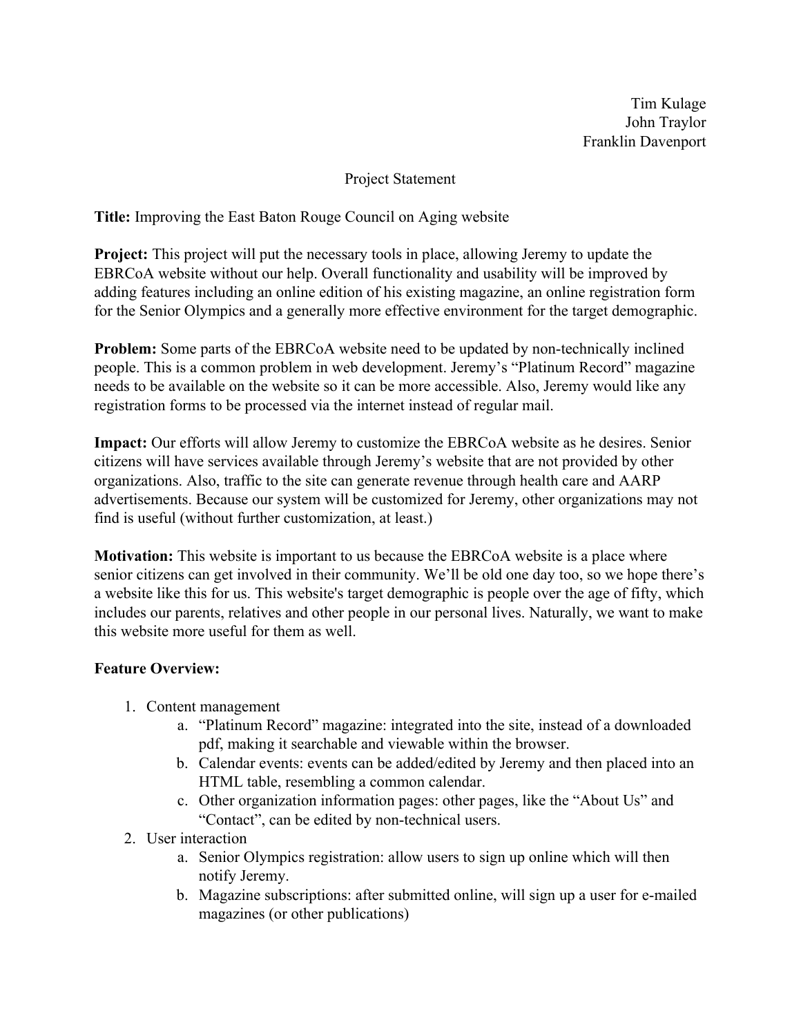Tim Kulage
John Traylor
Franklin Davenport

Project Statement

**Title:** Improving the East Baton Rouge Council on Aging website

**Project:** This project will put the necessary tools in place, allowing Jeremy to update the EBRCoA website without our help. Overall functionality and usability will be improved by adding features including an online edition of his existing magazine, an online registration form for the Senior Olympics and a generally more effective environment for the target demographic.

**Problem:** Some parts of the EBRCoA website need to be updated by non-technically inclined people. This is a common problem in web development. Jeremy's "Platinum Record" magazine needs to be available on the website so it can be more accessible. Also, Jeremy would like any registration forms to be processed via the internet instead of regular mail.

**Impact:** Our efforts will allow Jeremy to customize the EBRCoA website as he desires. Senior citizens will have services available through Jeremy's website that are not provided by other organizations. Also, traffic to the site can generate revenue through health care and AARP advertisements. Because our system will be customized for Jeremy, other organizations may not find is useful (without further customization, at least.)

**Motivation:** This website is important to us because the EBRCoA website is a place where senior citizens can get involved in their community. We'll be old one day too, so we hope there's a website like this for us. This website's target demographic is people over the age of fifty, which includes our parents, relatives and other people in our personal lives. Naturally, we want to make this website more useful for them as well.

**Feature Overview:**

1. Content management
   a. "Platinum Record" magazine: integrated into the site, instead of a downloaded pdf, making it searchable and viewable within the browser.
   b. Calendar events: events can be added/edited by Jeremy and then placed into an HTML table, resembling a common calendar.
   c. Other organization information pages: other pages, like the "About Us" and "Contact", can be edited by non-technical users.
2. User interaction
   a. Senior Olympics registration: allow users to sign up online which will then notify Jeremy.
   b. Magazine subscriptions: after submitted online, will sign up a user for e-mailed magazines (or other publications)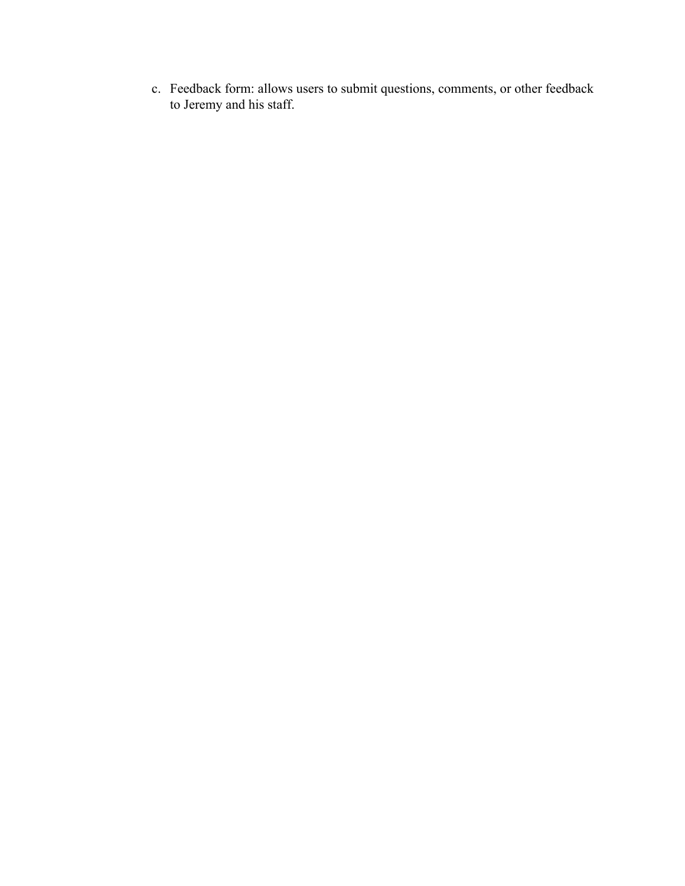c. Feedback form: allows users to submit questions, comments, or other feedback to Jeremy and his staff.